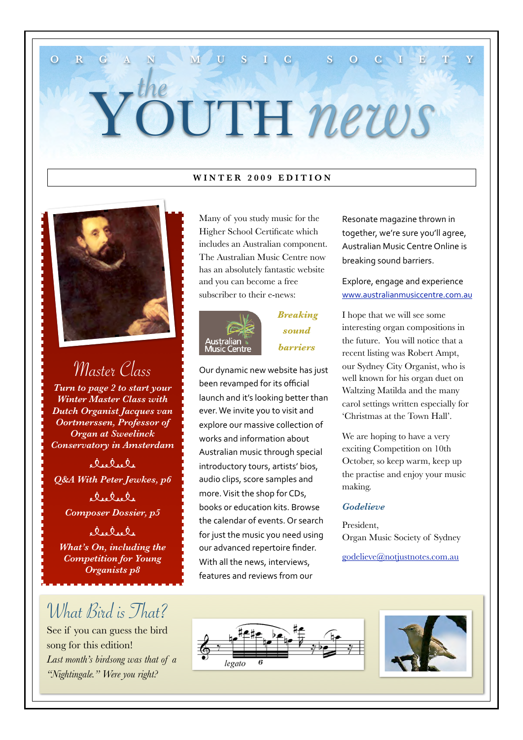ORGAN MUSIC SOCIETY

# the YOUTH news

**WINTER 2009 EDITION**

## Master Class

***Turn to page 2 to start your Winter Master Class with Dutch Organist Jacques van Oortmerssen, Professor of Organ at Sweelinck Conservatory in Amsterdam***

***Q&A With Peter Jewkes, p6***

***Composer Dossier, p5***

***What's On, including the Competition for Young Organists p8***

Many of you study music for the Higher School Certificate which includes an Australian component. The Australian Music Centre now has an absolutely fantastic website and you can become a free subscriber to their e-news:

Australian Music Centre

***Breaking sound barriers***

Our dynamic new website has just been revamped for its official launch and it's looking better than ever. We invite you to visit and explore our massive collection of works and information about Australian music through special introductory tours, artists' bios, audio clips, score samples and more. Visit the shop for CDs, books or education kits. Browse the calendar of events. Or search for just the music you need using our advanced repertoire finder. With all the news, interviews, features and reviews from our Resonate magazine thrown in together, we're sure you'll agree, Australian Music Centre Online is breaking sound barriers.

Explore, engage and experience
www.australianmusiccentre.com.au

I hope that we will see some interesting organ compositions in the future. You will notice that a recent listing was Robert Ampt, our Sydney City Organist, who is well known for his organ duet on Waltzing Matilda and the many carol settings written especially for 'Christmas at the Town Hall'.

We are hoping to have a very exciting Competition on 10th October, so keep warm, keep up the practise and enjoy your music making.

***Godelieve***

President,
Organ Music Society of Sydney

godelieve@notjustnotes.com.au

## What Bird is That?

See if you can guess the bird song for this edition!

*Last month's birdsong was that of a "Nightingale." Were you right?*

legato 6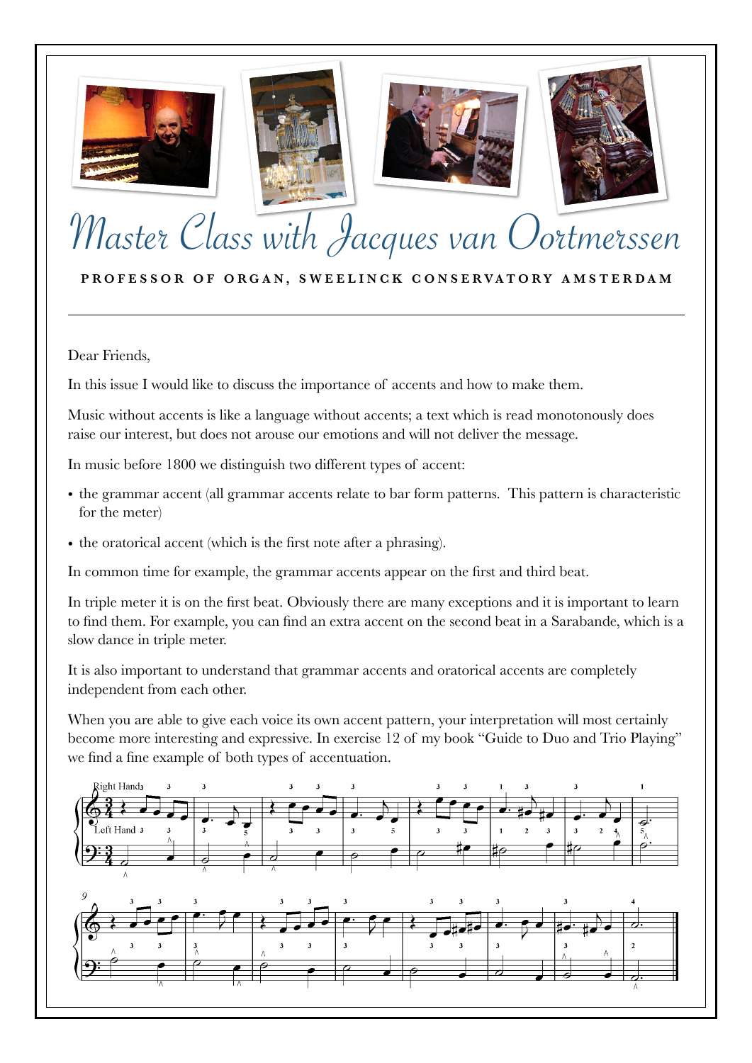# Master Class with Jacques van Oortmerssen

**PROFESSOR OF ORGAN, SWEELINCK CONSERVATORY AMSTERDAM**

---

Dear Friends,

In this issue I would like to discuss the importance of accents and how to make them.

Music without accents is like a language without accents; a text which is read monotonously does raise our interest, but does not arouse our emotions and will not deliver the message.

In music before 1800 we distinguish two different types of accent:

- the grammar accent (all grammar accents relate to bar form patterns. This pattern is characteristic for the meter)
- the oratorical accent (which is the first note after a phrasing).

In common time for example, the grammar accents appear on the first and third beat.

In triple meter it is on the first beat. Obviously there are many exceptions and it is important to learn to find them. For example, you can find an extra accent on the second beat in a Sarabande, which is a slow dance in triple meter.

It is also important to understand that grammar accents and oratorical accents are completely independent from each other.

When you are able to give each voice its own accent pattern, your interpretation will most certainly become more interesting and expressive. In exercise 12 of my book "Guide to Duo and Trio Playing" we find a fine example of both types of accentuation.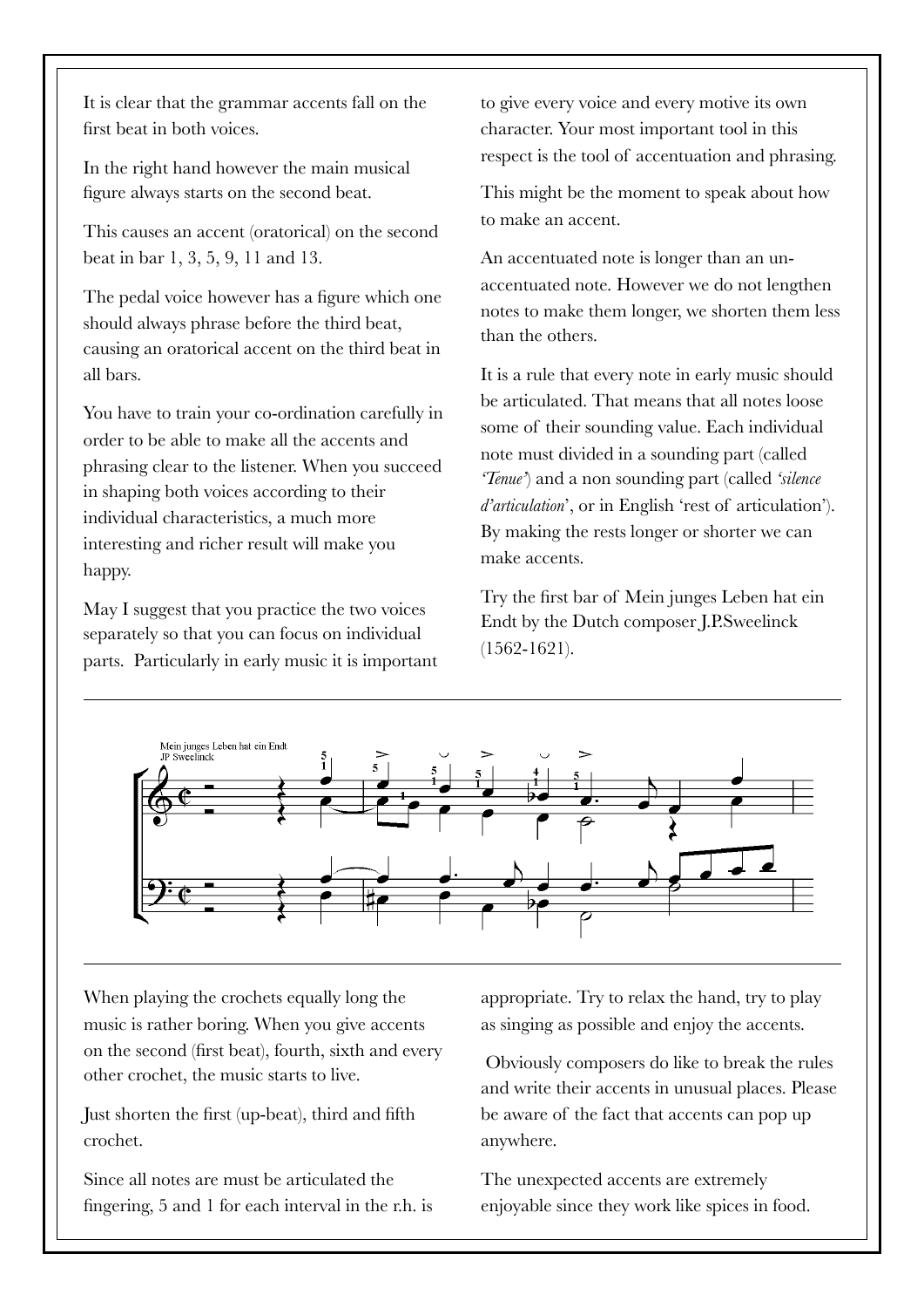It is clear that the grammar accents fall on the first beat in both voices.

In the right hand however the main musical figure always starts on the second beat.

This causes an accent (oratorical) on the second beat in bar 1, 3, 5, 9, 11 and 13.

The pedal voice however has a figure which one should always phrase before the third beat, causing an oratorical accent on the third beat in all bars.

You have to train your co-ordination carefully in order to be able to make all the accents and phrasing clear to the listener. When you succeed in shaping both voices according to their individual characteristics, a much more interesting and richer result will make you happy.

May I suggest that you practice the two voices separately so that you can focus on individual parts. Particularly in early music it is important to give every voice and every motive its own character. Your most important tool in this respect is the tool of accentuation and phrasing.

This might be the moment to speak about how to make an accent.

An accentuated note is longer than an un-accentuated note. However we do not lengthen notes to make them longer, we shorten them less than the others.

It is a rule that every note in early music should be articulated. That means that all notes loose some of their sounding value. Each individual note must divided in a sounding part (called *'Tenue'*) and a non sounding part (called *'silence d'articulation'*, or in English 'rest of articulation'). By making the rests longer or shorter we can make accents.

Try the first bar of Mein junges Leben hat ein Endt by the Dutch composer J.P.Sweelinck (1562-1621).

When playing the crochets equally long the music is rather boring. When you give accents on the second (first beat), fourth, sixth and every other crochet, the music starts to live.

Just shorten the first (up-beat), third and fifth crochet.

Since all notes are must be articulated the fingering, 5 and 1 for each interval in the r.h. is appropriate. Try to relax the hand, try to play as singing as possible and enjoy the accents.

Obviously composers do like to break the rules and write their accents in unusual places. Please be aware of the fact that accents can pop up anywhere.

The unexpected accents are extremely enjoyable since they work like spices in food.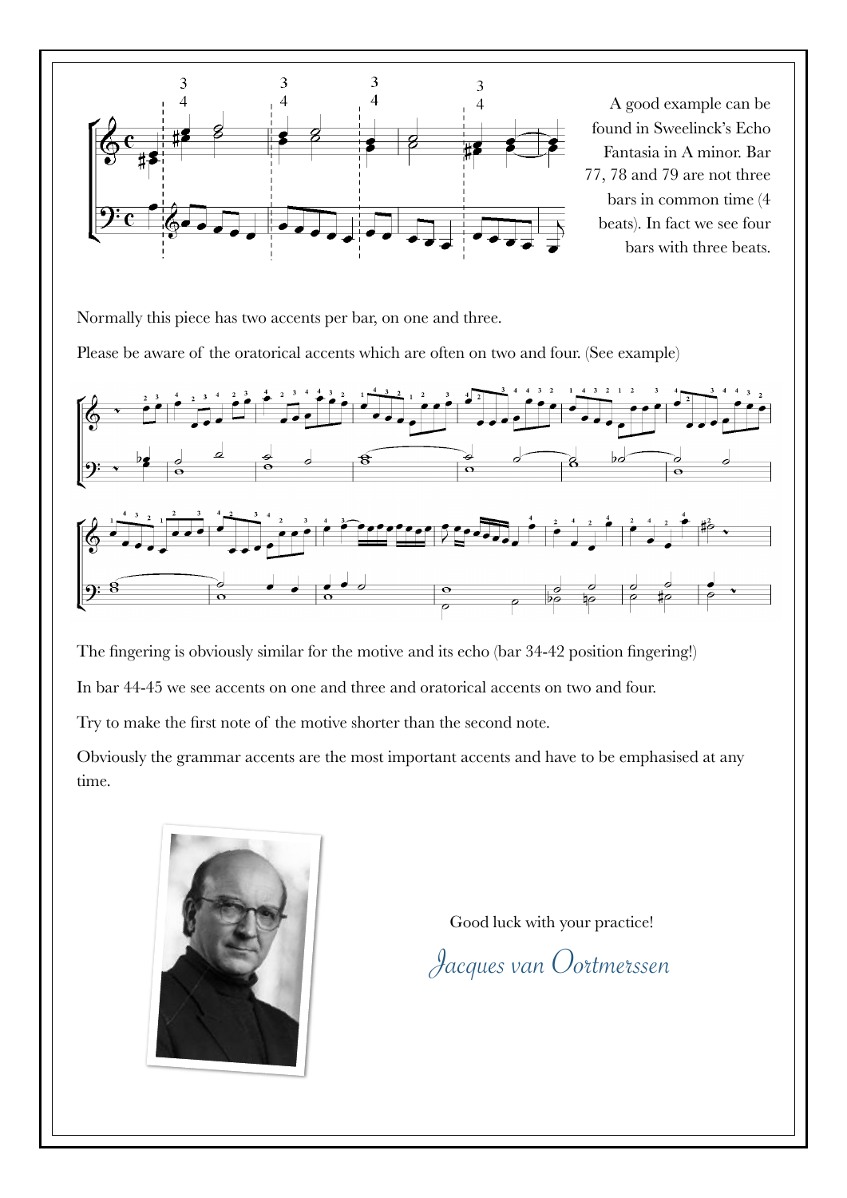A good example can be found in Sweelinck's Echo Fantasia in A minor. Bar 77, 78 and 79 are not three bars in common time (4 beats). In fact we see four bars with three beats.

Normally this piece has two accents per bar, on one and three.

Please be aware of the oratorical accents which are often on two and four. (See example)

The fingering is obviously similar for the motive and its echo (bar 34-42 position fingering!)

In bar 44-45 we see accents on one and three and oratorical accents on two and four.

Try to make the first note of the motive shorter than the second note.

Obviously the grammar accents are the most important accents and have to be emphasised at any time.

Good luck with your practice!

*Jacques van Oortmerssen*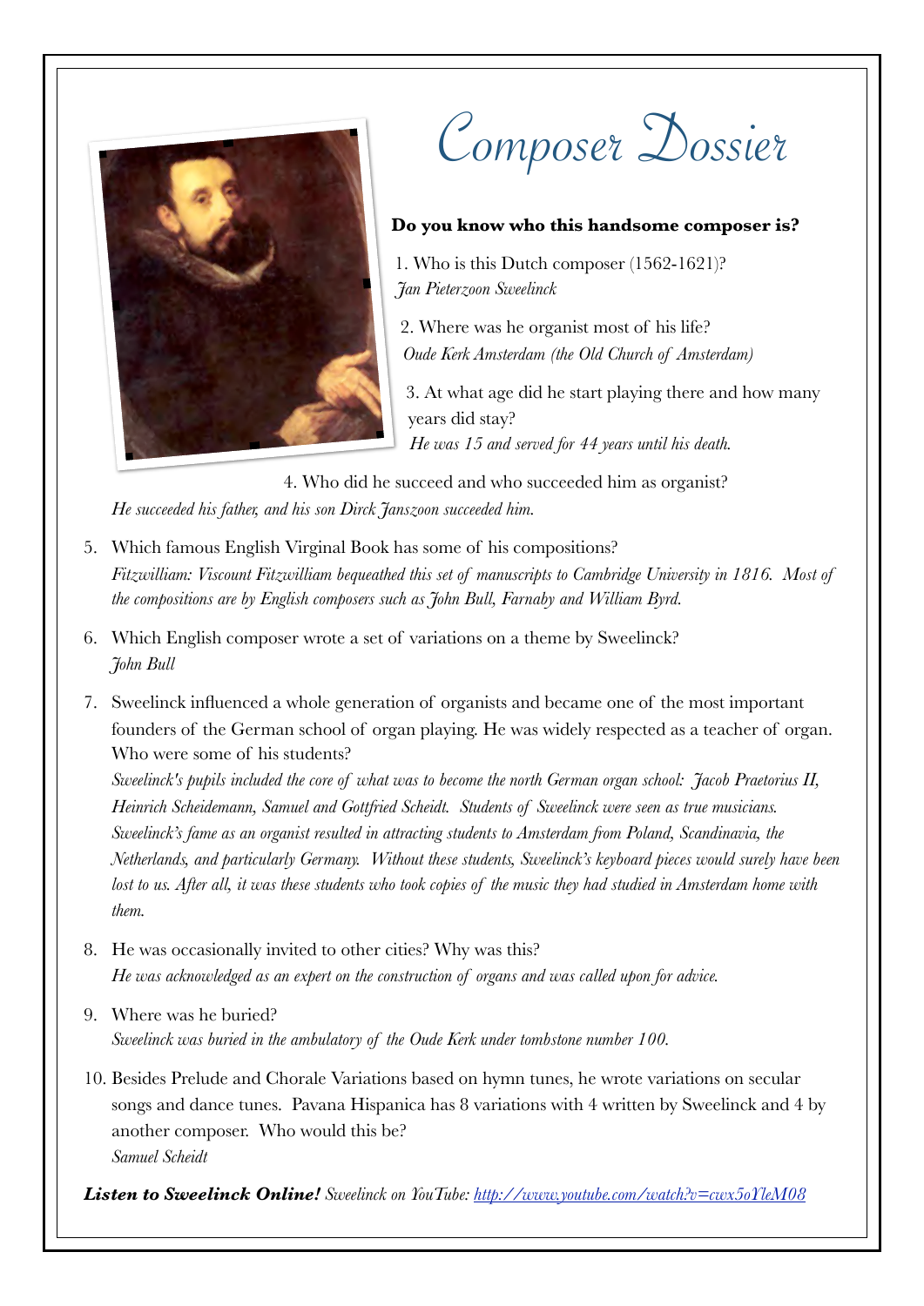# Composer Dossier

**Do you know who this handsome composer is?**

1. Who is this Dutch composer (1562-1621)?
   *Jan Pieterzoon Sweelinck*

2. Where was he organist most of his life?
   *Oude Kerk Amsterdam (the Old Church of Amsterdam)*

3. At what age did he start playing there and how many years did stay?
   *He was 15 and served for 44 years until his death.*

4. Who did he succeed and who succeeded him as organist?
   *He succeeded his father, and his son Dirck Janszoon succeeded him.*

5. Which famous English Virginal Book has some of his compositions?
   *Fitzwilliam: Viscount Fitzwilliam bequeathed this set of manuscripts to Cambridge University in 1816. Most of the compositions are by English composers such as John Bull, Farnaby and William Byrd.*

6. Which English composer wrote a set of variations on a theme by Sweelinck?
   *John Bull*

7. Sweelinck influenced a whole generation of organists and became one of the most important founders of the German school of organ playing. He was widely respected as a teacher of organ. Who were some of his students?
   *Sweelinck's pupils included the core of what was to become the north German organ school: Jacob Praetorius II, Heinrich Scheidemann, Samuel and Gottfried Scheidt. Students of Sweelinck were seen as true musicians. Sweelinck's fame as an organist resulted in attracting students to Amsterdam from Poland, Scandinavia, the Netherlands, and particularly Germany. Without these students, Sweelinck's keyboard pieces would surely have been lost to us. After all, it was these students who took copies of the music they had studied in Amsterdam home with them.*

8. He was occasionally invited to other cities? Why was this?
   *He was acknowledged as an expert on the construction of organs and was called upon for advice.*

9. Where was he buried?
   *Sweelinck was buried in the ambulatory of the Oude Kerk under tombstone number 100.*

10. Besides Prelude and Chorale Variations based on hymn tunes, he wrote variations on secular songs and dance tunes. Pavana Hispanica has 8 variations with 4 written by Sweelinck and 4 by another composer. Who would this be?
    *Samuel Scheidt*

***Listen to Sweelinck Online!*** *Sweelinck on YouTube: [http://www.youtube.com/watch?v=cwx5oYleM08](http://www.youtube.com/watch?v=cwx5oYleM08)*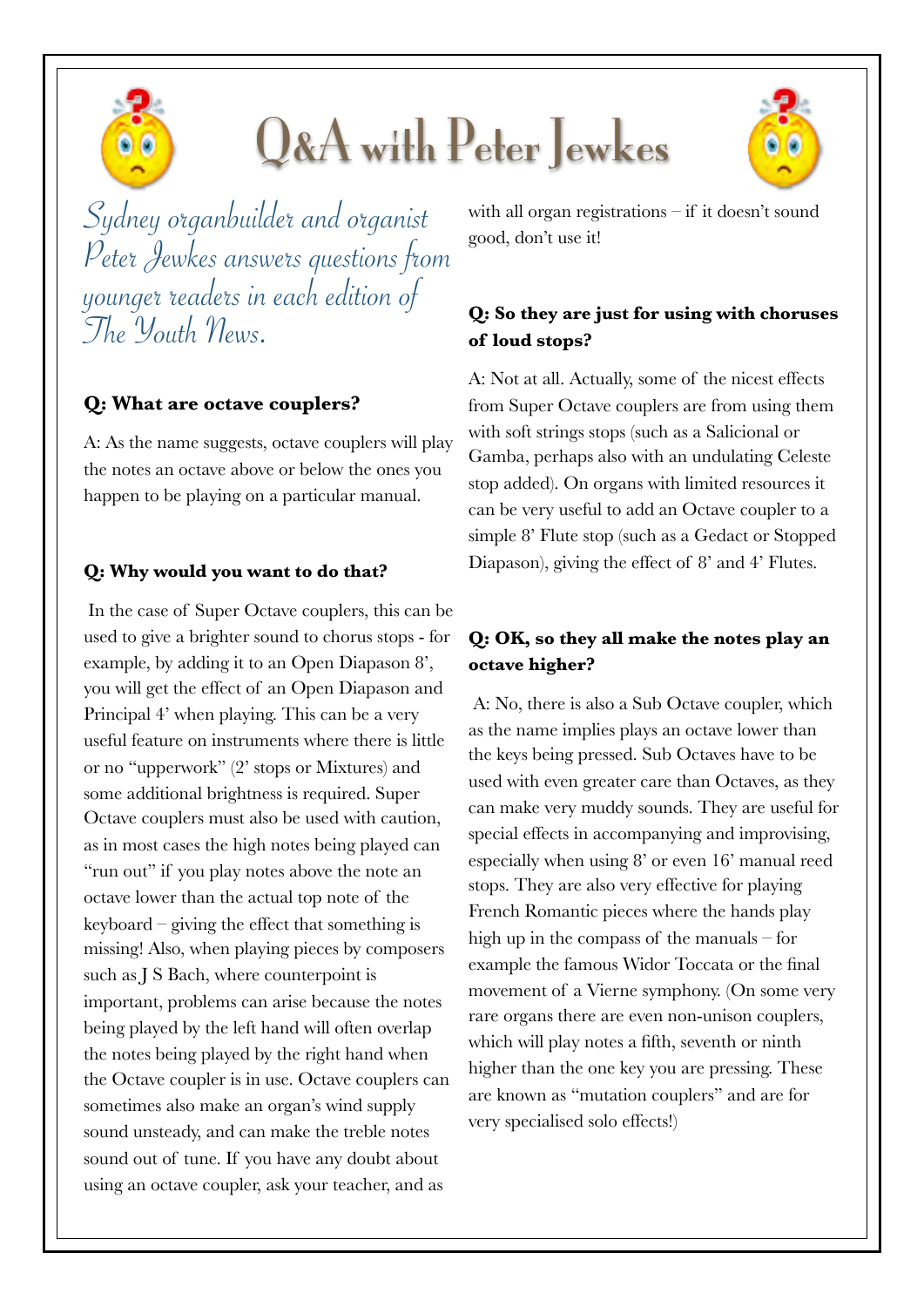# Q&A with Peter Jewkes

*Sydney organbuilder and organist Peter Jewkes answers questions from younger readers in each edition of The Youth News.*

**Q: What are octave couplers?**

A: As the name suggests, octave couplers will play the notes an octave above or below the ones you happen to be playing on a particular manual.

**Q: Why would you want to do that?**

In the case of Super Octave couplers, this can be used to give a brighter sound to chorus stops - for example, by adding it to an Open Diapason 8', you will get the effect of an Open Diapason and Principal 4' when playing. This can be a very useful feature on instruments where there is little or no "upperwork" (2' stops or Mixtures) and some additional brightness is required. Super Octave couplers must also be used with caution, as in most cases the high notes being played can "run out" if you play notes above the note an octave lower than the actual top note of the keyboard – giving the effect that something is missing! Also, when playing pieces by composers such as J S Bach, where counterpoint is important, problems can arise because the notes being played by the left hand will often overlap the notes being played by the right hand when the Octave coupler is in use. Octave couplers can sometimes also make an organ's wind supply sound unsteady, and can make the treble notes sound out of tune. If you have any doubt about using an octave coupler, ask your teacher, and as with all organ registrations – if it doesn't sound good, don't use it!

**Q: So they are just for using with choruses of loud stops?**

A: Not at all. Actually, some of the nicest effects from Super Octave couplers are from using them with soft strings stops (such as a Salicional or Gamba, perhaps also with an undulating Celeste stop added). On organs with limited resources it can be very useful to add an Octave coupler to a simple 8' Flute stop (such as a Gedact or Stopped Diapason), giving the effect of 8' and 4' Flutes.

**Q: OK, so they all make the notes play an octave higher?**

A: No, there is also a Sub Octave coupler, which as the name implies plays an octave lower than the keys being pressed. Sub Octaves have to be used with even greater care than Octaves, as they can make very muddy sounds. They are useful for special effects in accompanying and improvising, especially when using 8' or even 16' manual reed stops. They are also very effective for playing French Romantic pieces where the hands play high up in the compass of the manuals – for example the famous Widor Toccata or the final movement of a Vierne symphony. (On some very rare organs there are even non-unison couplers, which will play notes a fifth, seventh or ninth higher than the one key you are pressing. These are known as "mutation couplers" and are for very specialised solo effects!)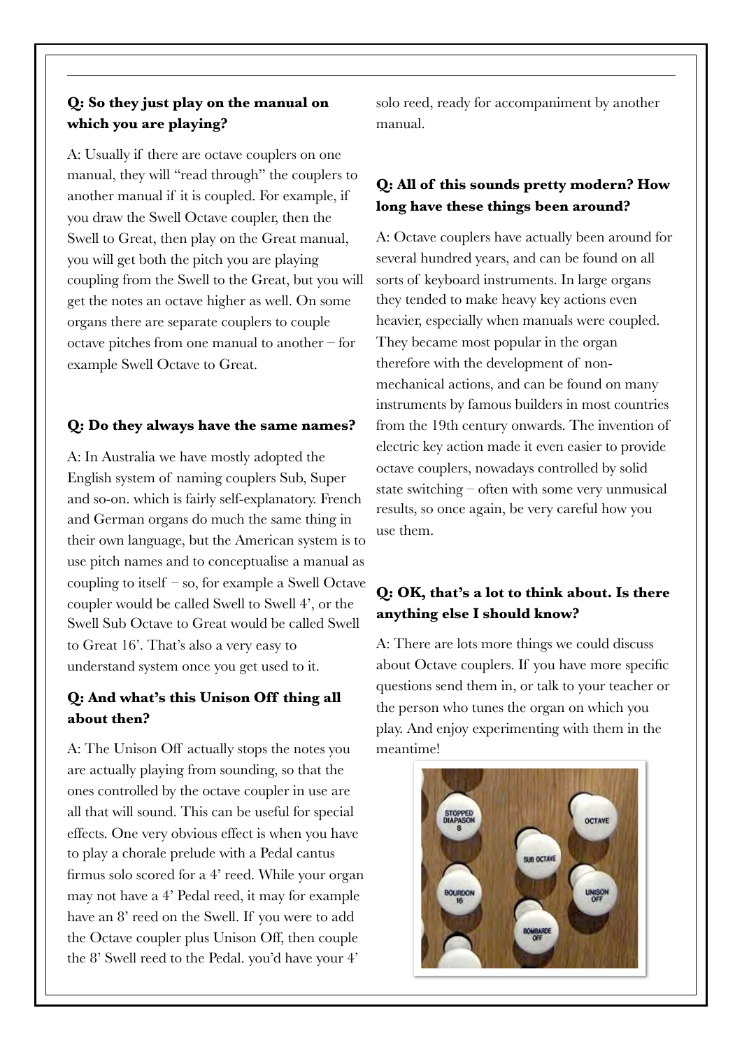**Q: So they just play on the manual on which you are playing?**

A: Usually if there are octave couplers on one manual, they will "read through" the couplers to another manual if it is coupled. For example, if you draw the Swell Octave coupler, then the Swell to Great, then play on the Great manual, you will get both the pitch you are playing coupling from the Swell to the Great, but you will get the notes an octave higher as well. On some organs there are separate couplers to couple octave pitches from one manual to another – for example Swell Octave to Great.

**Q: Do they always have the same names?**

A: In Australia we have mostly adopted the English system of naming couplers Sub, Super and so-on. which is fairly self-explanatory. French and German organs do much the same thing in their own language, but the American system is to use pitch names and to conceptualise a manual as coupling to itself – so, for example a Swell Octave coupler would be called Swell to Swell 4', or the Swell Sub Octave to Great would be called Swell to Great 16'. That's also a very easy to understand system once you get used to it.

**Q: And what's this Unison Off thing all about then?**

A: The Unison Off actually stops the notes you are actually playing from sounding, so that the ones controlled by the octave coupler in use are all that will sound. This can be useful for special effects. One very obvious effect is when you have to play a chorale prelude with a Pedal cantus firmus solo scored for a 4' reed. While your organ may not have a 4' Pedal reed, it may for example have an 8' reed on the Swell. If you were to add the Octave coupler plus Unison Off, then couple the 8' Swell reed to the Pedal. you'd have your 4' solo reed, ready for accompaniment by another manual.

**Q: All of this sounds pretty modern? How long have these things been around?**

A: Octave couplers have actually been around for several hundred years, and can be found on all sorts of keyboard instruments. In large organs they tended to make heavy key actions even heavier, especially when manuals were coupled. They became most popular in the organ therefore with the development of non-mechanical actions, and can be found on many instruments by famous builders in most countries from the 19th century onwards. The invention of electric key action made it even easier to provide octave couplers, nowadays controlled by solid state switching – often with some very unmusical results, so once again, be very careful how you use them.

**Q: OK, that's a lot to think about. Is there anything else I should know?**

A: There are lots more things we could discuss about Octave couplers. If you have more specific questions send them in, or talk to your teacher or the person who tunes the organ on which you play. And enjoy experimenting with them in the meantime!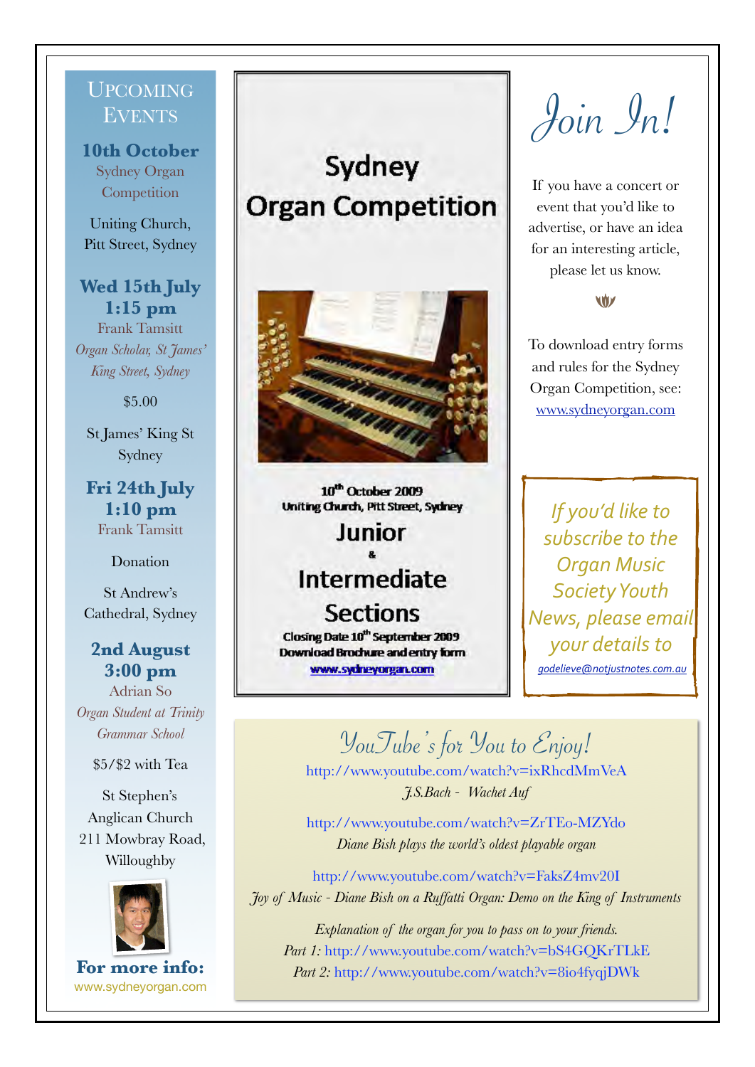## Upcoming Events

**10th October**
Sydney Organ Competition

Uniting Church, Pitt Street, Sydney

**Wed 15th July 1:15 pm**
Frank Tamsitt
*Organ Scholar, St James' King Street, Sydney*

$5.00

St James' King St Sydney

**Fri 24th July 1:10 pm**
Frank Tamsitt

Donation

St Andrew's Cathedral, Sydney

**2nd August 3:00 pm**
Adrian So
*Organ Student at Trinity Grammar School*

$5/$2 with Tea

St Stephen's Anglican Church
211 Mowbray Road, Willoughby

**For more info:**
www.sydneyorgan.com

## Sydney Organ Competition

10th October 2009
Uniting Church, Pitt Street, Sydney

**Junior & Intermediate Sections**

Closing Date 10th September 2009
Download Brochure and entry form
www.sydneyorgan.com

## *Join In!*

If you have a concert or event that you'd like to advertise, or have an idea for an interesting article, please let us know.

To download entry forms and rules for the Sydney Organ Competition, see: www.sydneyorgan.com

*If you'd like to subscribe to the Organ Music Society Youth News, please email your details to*
*godelieve@notjustnotes.com.au*

## *YouTube's for You to Enjoy!*

http://www.youtube.com/watch?v=ixRhcdMmVeA
*J.S.Bach - Wachet Auf*

http://www.youtube.com/watch?v=ZrTEo-MZYdo
*Diane Bish plays the world's oldest playable organ*

http://www.youtube.com/watch?v=FaksZ4mv20I
*Joy of Music - Diane Bish on a Ruffatti Organ: Demo on the King of Instruments*

*Explanation of the organ for you to pass on to your friends.*
*Part 1:* http://www.youtube.com/watch?v=bS4GQKrTLkE
*Part 2:* http://www.youtube.com/watch?v=8io4fyqjDWk